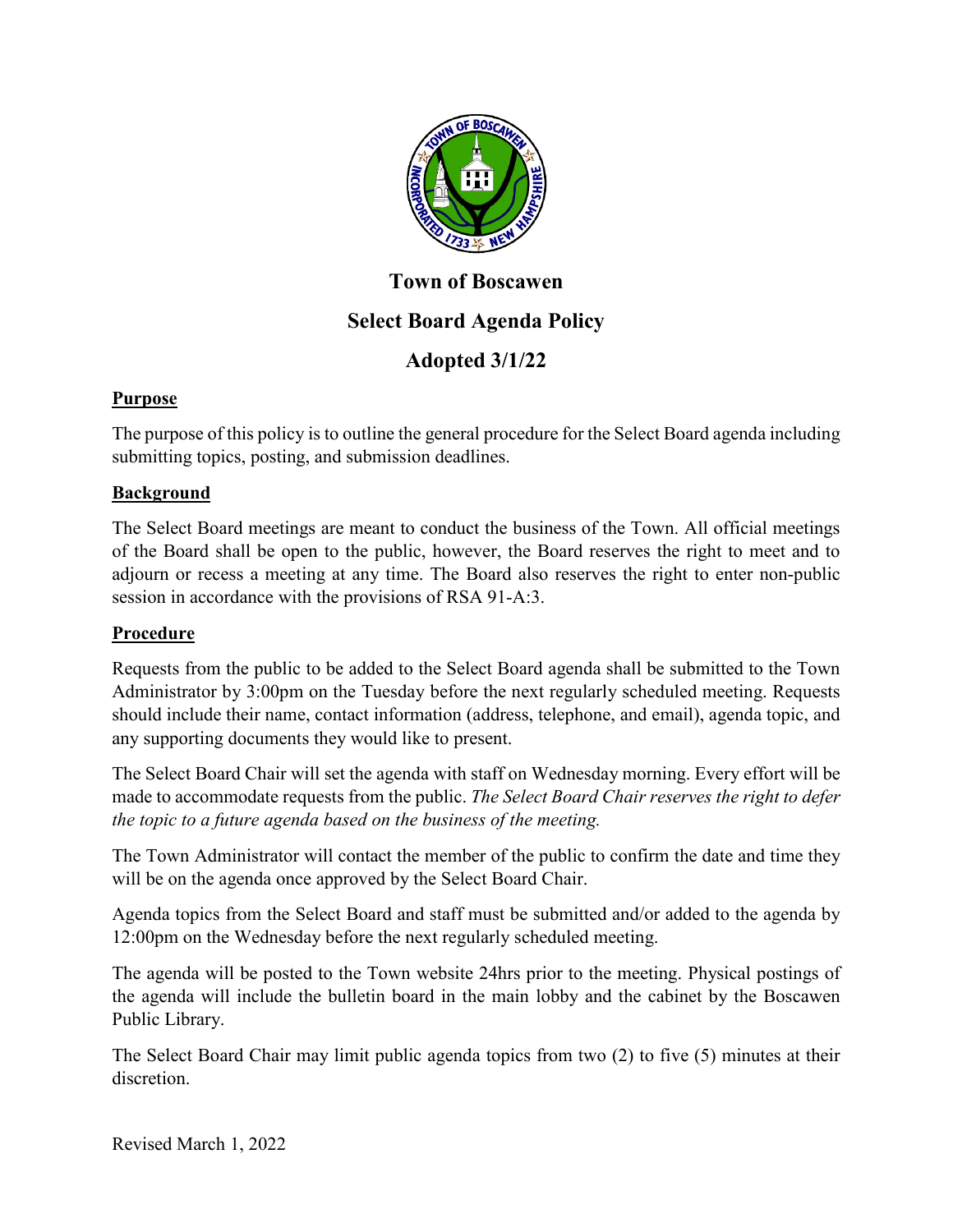# Town of Boscawen

## Select Board Agenda Policy

## Adopted 3/1/22

**Purpose**

The purpose of this policy is to outline the general procedure for the Select Board agenda including submitting topics, posting, and submission deadlines.

**Background**

The Select Board meetings are meant to conduct the business of the Town. All official meetings of the Board shall be open to the public, however, the Board reserves the right to meet and to adjourn or recess a meeting at any time. The Board also reserves the right to enter non-public session in accordance with the provisions of RSA 91-A:3.

**Procedure**

Requests from the public to be added to the Select Board agenda shall be submitted to the Town Administrator by 3:00pm on the Tuesday before the next regularly scheduled meeting. Requests should include their name, contact information (address, telephone, and email), agenda topic, and any supporting documents they would like to present.

The Select Board Chair will set the agenda with staff on Wednesday morning. Every effort will be made to accommodate requests from the public. *The Select Board Chair reserves the right to defer the topic to a future agenda based on the business of the meeting.*

The Town Administrator will contact the member of the public to confirm the date and time they will be on the agenda once approved by the Select Board Chair.

Agenda topics from the Select Board and staff must be submitted and/or added to the agenda by 12:00pm on the Wednesday before the next regularly scheduled meeting.

The agenda will be posted to the Town website 24hrs prior to the meeting. Physical postings of the agenda will include the bulletin board in the main lobby and the cabinet by the Boscawen Public Library.

The Select Board Chair may limit public agenda topics from two (2) to five (5) minutes at their discretion.

Revised March 1, 2022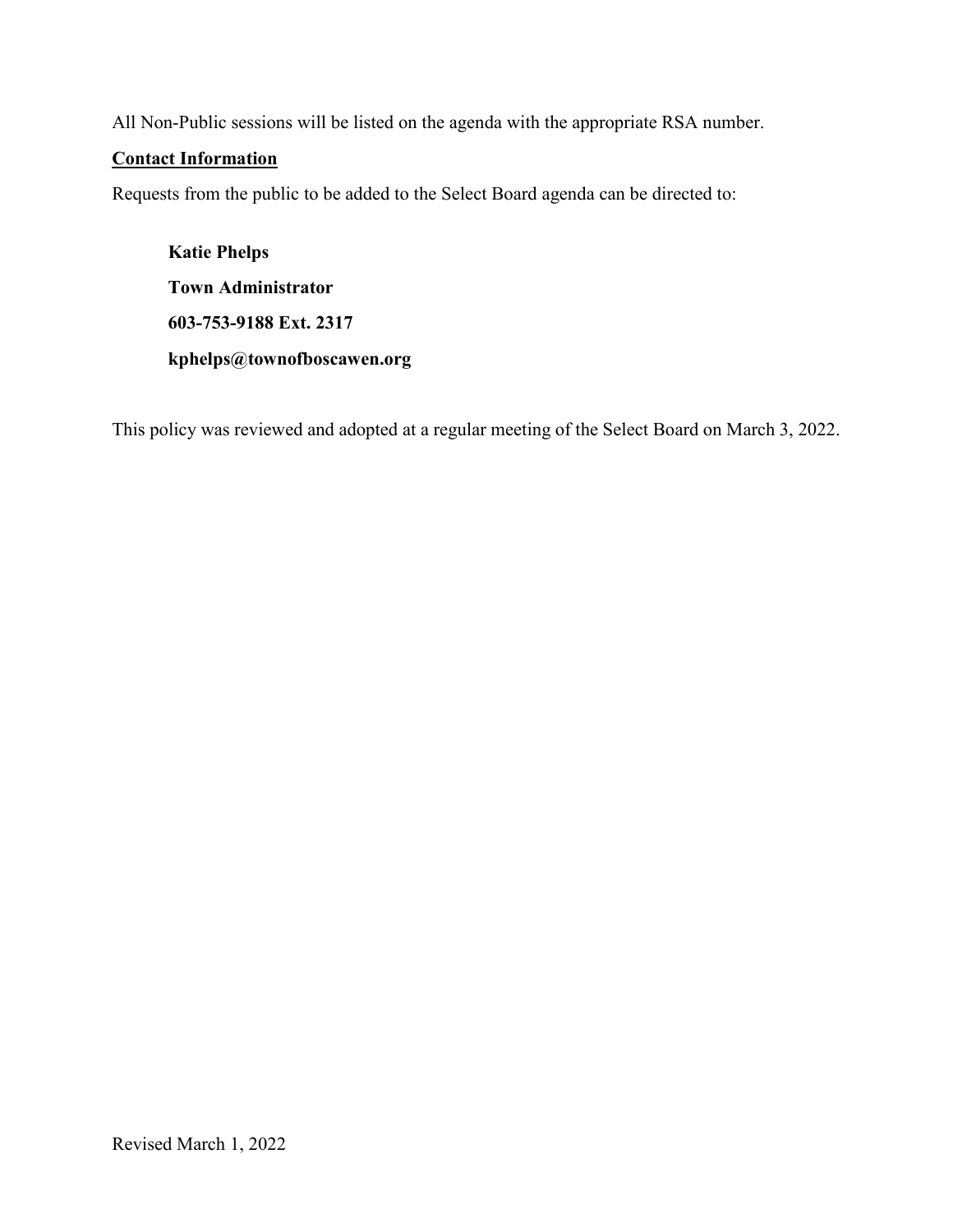All Non-Public sessions will be listed on the agenda with the appropriate RSA number.

**Contact Information**

Requests from the public to be added to the Select Board agenda can be directed to:

**Katie Phelps**

**Town Administrator**

**603-753-9188 Ext. 2317**

**kphelps@townofboscawen.org**

This policy was reviewed and adopted at a regular meeting of the Select Board on March 3, 2022.

Revised March 1, 2022